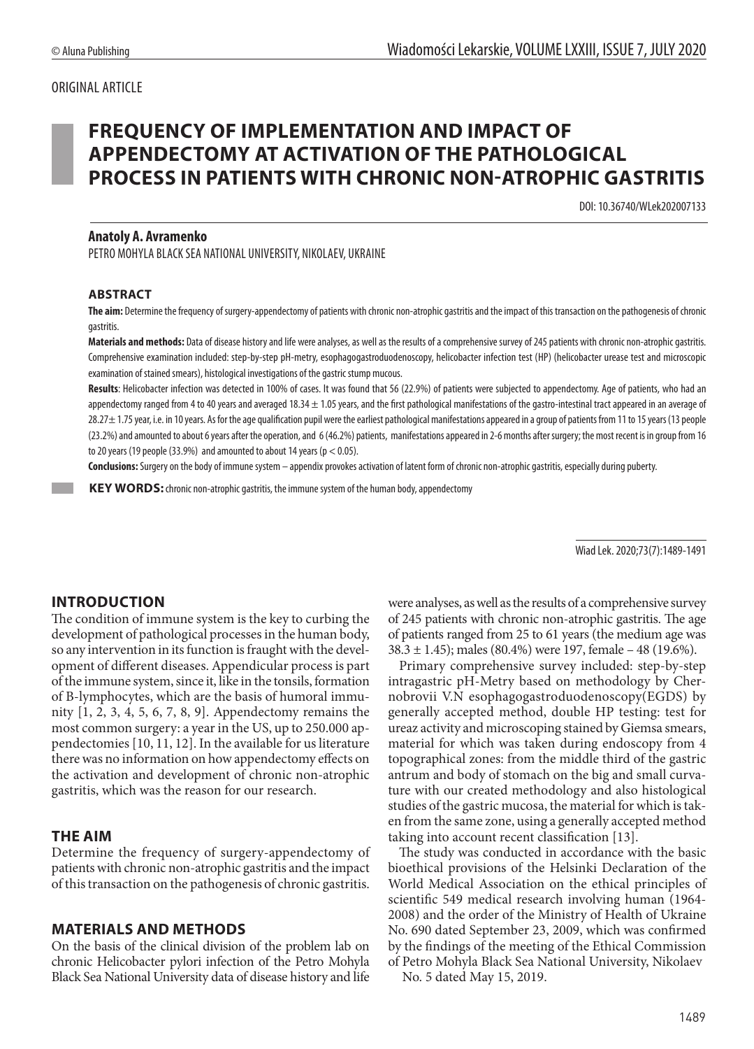ORIGINAL ARTICLE

# FREQUENCY OF IMPLEMENTATION AND IMPACT OF APPENDECTOMY AT ACTIVATION OF THE PATHOLOGICAL PROCESS IN PATIENTS WITH CHRONIC NON-ATROPHIC GASTRITIS

DOI: 10.36740/WLek202007133

**Anatoly A. Avramenko**

PETRO MOHYLA BLACK SEA NATIONAL UNIVERSITY, NIKOLAEV, UKRAINE

## ABSTRACT

**The aim:** Determine the frequency of surgery-appendectomy of patients with chronic non-atrophic gastritis and the impact of this transaction on the pathogenesis of chronic gastritis.

**Materials and methods:** Data of disease history and life were analyses, as well as the results of a comprehensive survey of 245 patients with chronic non-atrophic gastritis. Comprehensive examination included: step-by-step pH-metry, esophagogastroduodenoscopy, helicobacter infection test (HP) (helicobacter urease test and microscopic examination of stained smears), histological investigations of the gastric stump mucous.

**Results**: Helicobacter infection was detected in 100% of cases. It was found that 56 (22.9%) of patients were subjected to appendectomy. Age of patients, who had an appendectomy ranged from 4 to 40 years and averaged 18.34 ± 1.05 years, and the first pathological manifestations of the gastro-intestinal tract appeared in an average of 28.27± 1.75 year, i.e. in 10 years. As for the age qualification pupil were the earliest pathological manifestations appeared in a group of patients from 11 to 15 years (13 people (23.2%) and amounted to about 6 years after the operation, and 6 (46.2%) patients, manifestations appeared in 2-6 months after surgery; the most recent is in group from 16 to 20 years (19 people (33.9%) and amounted to about 14 years ($p < 0.05$).

**Conclusions:** Surgery on the body of immune system – appendix provokes activation of latent form of chronic non-atrophic gastritis, especially during puberty.

**KEY WORDS:** chronic non-atrophic gastritis, the immune system of the human body, appendectomy

Wiad Lek. 2020;73(7):1489-1491

## INTRODUCTION

The condition of immune system is the key to curbing the development of pathological processes in the human body, so any intervention in its function is fraught with the development of different diseases. Appendicular process is part of the immune system, since it, like in the tonsils, formation of B-lymphocytes, which are the basis of humoral immunity [1, 2, 3, 4, 5, 6, 7, 8, 9]. Appendectomy remains the most common surgery: a year in the US, up to 250.000 appendectomies [10, 11, 12]. In the available for us literature there was no information on how appendectomy effects on the activation and development of chronic non-atrophic gastritis, which was the reason for our research.

## THE AIM

Determine the frequency of surgery-appendectomy of patients with chronic non-atrophic gastritis and the impact of this transaction on the pathogenesis of chronic gastritis.

## MATERIALS AND METHODS

On the basis of the clinical division of the problem lab on chronic Helicobacter pylori infection of the Petro Mohyla Black Sea National University data of disease history and life were analyses, as well as the results of a comprehensive survey of 245 patients with chronic non-atrophic gastritis. The age of patients ranged from 25 to 61 years (the medium age was 38.3 ± 1.45); males (80.4%) were 197, female – 48 (19.6%).

Primary comprehensive survey included: step-by-step intragastric pH-Metry based on methodology by Chernobrovii V.N esophagogastroduodenoscopy(EGDS) by generally accepted method, double HP testing: test for ureaz activity and microscoping stained by Giemsa smears, material for which was taken during endoscopy from 4 topographical zones: from the middle third of the gastric antrum and body of stomach on the big and small curvature with our created methodology and also histological studies of the gastric mucosa, the material for which is taken from the same zone, using a generally accepted method taking into account recent classification [13].

The study was conducted in accordance with the basic bioethical provisions of the Helsinki Declaration of the World Medical Association on the ethical principles of scientific 549 medical research involving human (1964-2008) and the order of the Ministry of Health of Ukraine No. 690 dated September 23, 2009, which was confirmed by the findings of the meeting of the Ethical Commission of Petro Mohyla Black Sea National University, Nikolaev No. 5 dated May 15, 2019.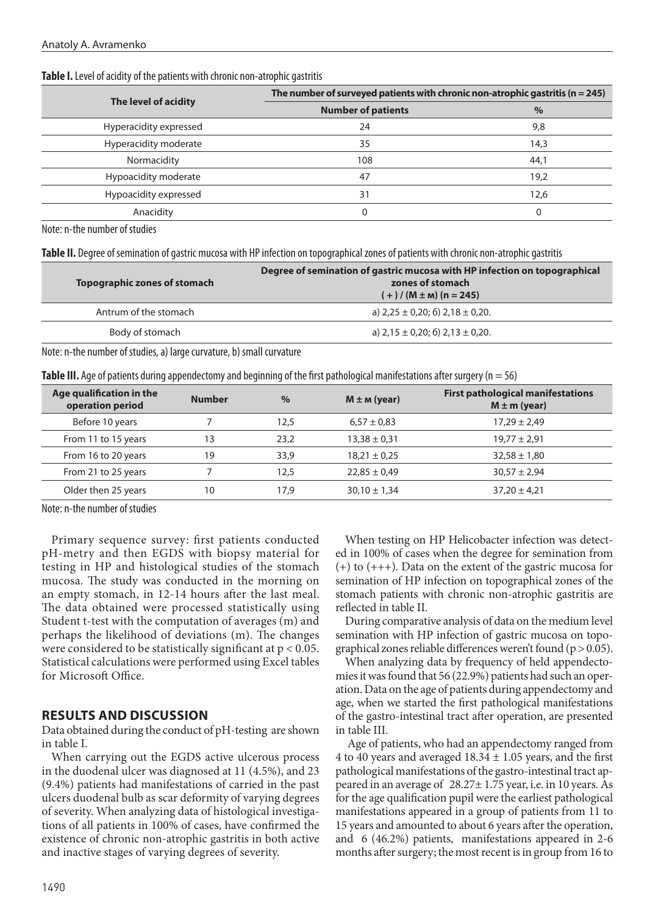**Table I.** Level of acidity of the patients with chronic non-atrophic gastritis

| The level of acidity | The number of surveyed patients with chronic non-atrophic gastritis (n = 245) | |
|---|---|---|
| | Number of patients | % |
| Hyperacidity expressed | 24 | 9,8 |
| Hyperacidity moderate | 35 | 14,3 |
| Normacidity | 108 | 44,1 |
| Hypoacidity moderate | 47 | 19,2 |
| Hypoacidity expressed | 31 | 12,6 |
| Anacidity | 0 | 0 |

Note: n-the number of studies

**Table II.** Degree of semination of gastric mucosa with HP infection on topographical zones of patients with chronic non-atrophic gastritis

| Topographic zones of stomach | Degree of semination of gastric mucosa with HP infection on topographical zones of stomach ( + ) / (M ± м) (n = 245) |
|---|---|
| Antrum of the stomach | а) 2,25 ± 0,20; б) 2,18 ± 0,20. |
| Body of stomach | а) 2,15 ± 0,20; б) 2,13 ± 0,20. |

Note: n-the number of studies, a) large curvature, b) small curvature

**Table III.** Age of patients during appendectomy and beginning of the first pathological manifestations after surgery (n = 56)

| Age qualification in the operation period | Number | % | M ± м (year) | First pathological manifestations M ± m (year) |
|---|---|---|---|---|
| Before 10 years | 7 | 12,5 | 6,57 ± 0,83 | 17,29 ± 2,49 |
| From 11 to 15 years | 13 | 23,2 | 13,38 ± 0,31 | 19,77 ± 2,91 |
| From 16 to 20 years | 19 | 33,9 | 18,21 ± 0,25 | 32,58 ± 1,80 |
| From 21 to 25 years | 7 | 12,5 | 22,85 ± 0,49 | 30,57 ± 2,94 |
| Older then 25 years | 10 | 17,9 | 30,10 ± 1,34 | 37,20 ± 4,21 |

Note: n-the number of studies

Primary sequence survey: first patients conducted pH-metry and then EGDS with biopsy material for testing in HP and histological studies of the stomach mucosa. The study was conducted in the morning on an empty stomach, in 12-14 hours after the last meal. The data obtained were processed statistically using Student t-test with the computation of averages (m) and perhaps the likelihood of deviations (m). The changes were considered to be statistically significant at $p < 0.05$. Statistical calculations were performed using Excel tables for Microsoft Office.

## RESULTS AND DISCUSSION

Data obtained during the conduct of pH-testing are shown in table I.

When carrying out the EGDS active ulcerous process in the duodenal ulcer was diagnosed at 11 (4.5%), and 23 (9.4%) patients had manifestations of carried in the past ulcers duodenal bulb as scar deformity of varying degrees of severity. When analyzing data of histological investigations of all patients in 100% of cases, have confirmed the existence of chronic non-atrophic gastritis in both active and inactive stages of varying degrees of severity.

When testing on HP Helicobacter infection was detected in 100% of cases when the degree for semination from (+) to (+++). Data on the extent of the gastric mucosa for semination of HP infection on topographical zones of the stomach patients with chronic non-atrophic gastritis are reflected in table II.

During comparative analysis of data on the medium level semination with HP infection of gastric mucosa on topographical zones reliable differences weren't found ($p > 0.05$).

When analyzing data by frequency of held appendectomies it was found that 56 (22.9%) patients had such an operation. Data on the age of patients during appendectomy and age, when we started the first pathological manifestations of the gastro-intestinal tract after operation, are presented in table III.

Age of patients, who had an appendectomy ranged from 4 to 40 years and averaged 18.34 ± 1.05 years, and the first pathological manifestations of the gastro-intestinal tract appeared in an average of 28.27± 1.75 year, i.e. in 10 years. As for the age qualification pupil were the earliest pathological manifestations appeared in a group of patients from 11 to 15 years and amounted to about 6 years after the operation, and 6 (46.2%) patients, manifestations appeared in 2-6 months after surgery; the most recent is in group from 16 to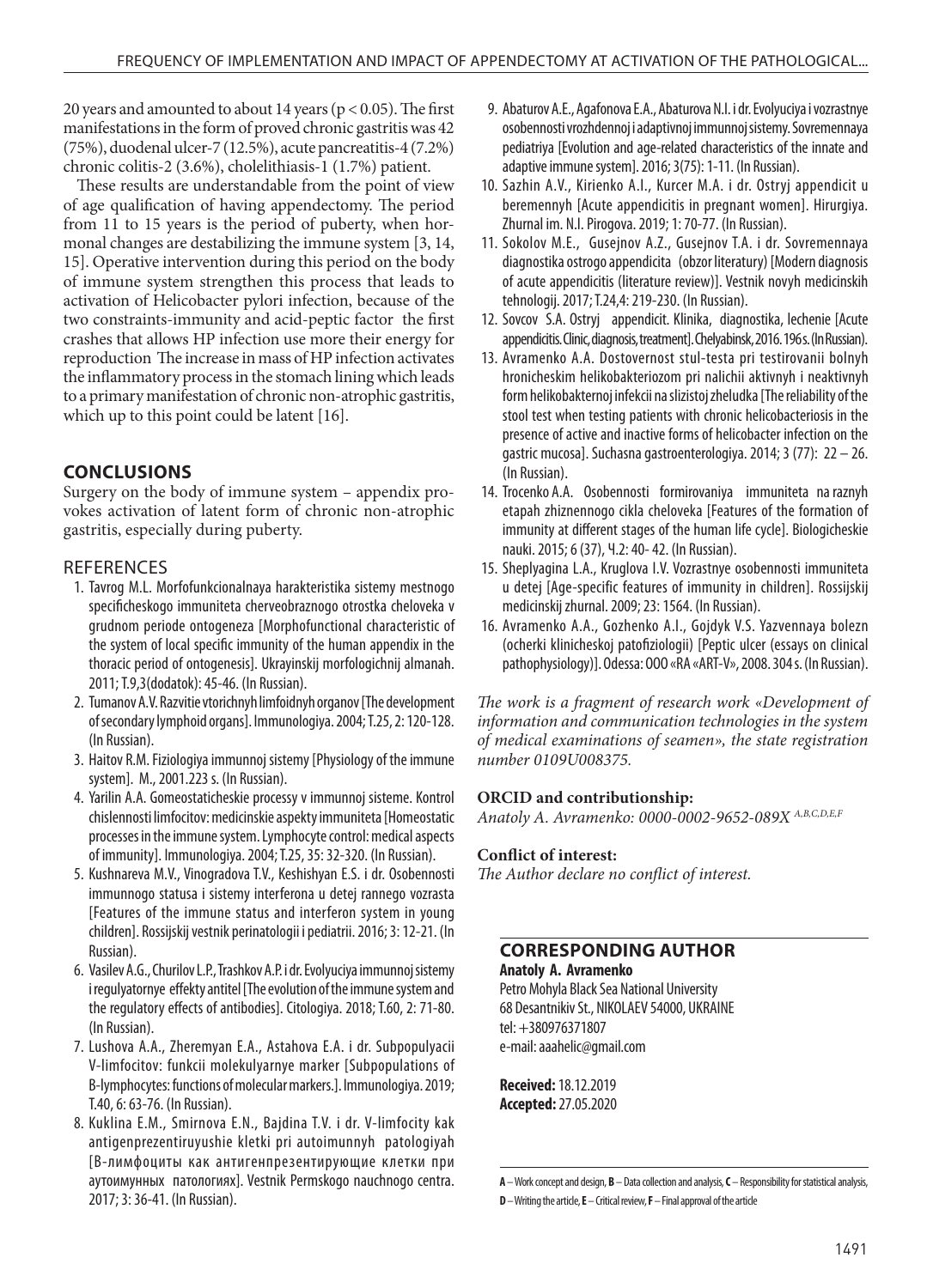20 years and amounted to about 14 years ($p < 0.05$). The first manifestations in the form of proved chronic gastritis was 42 (75%), duodenal ulcer-7 (12.5%), acute pancreatitis-4 (7.2%) chronic colitis-2 (3.6%), cholelithiasis-1 (1.7%) patient.

These results are understandable from the point of view of age qualification of having appendectomy. The period from 11 to 15 years is the period of puberty, when hormonal changes are destabilizing the immune system [3, 14, 15]. Operative intervention during this period on the body of immune system strengthen this process that leads to activation of Helicobacter pylori infection, because of the two constraints-immunity and acid-peptic factor the first crashes that allows HP infection use more their energy for reproduction The increase in mass of HP infection activates the inflammatory process in the stomach lining which leads to a primary manifestation of chronic non-atrophic gastritis, which up to this point could be latent [16].

## CONCLUSIONS

Surgery on the body of immune system – appendix provokes activation of latent form of chronic non-atrophic gastritis, especially during puberty.

## REFERENCES

1. Tavrog M.L. Morfofunkcionalnaya harakteristika sistemy mestnogo specificheskogo immuniteta cherveobraznogo otrostka cheloveka v grudnom periode ontogeneza [Morphofunctional characteristic of the system of local specific immunity of the human appendix in the thoracic period of ontogenesis]. Ukrayinskij morfologichnij almanah. 2011; T.9,3(dodatok): 45-46. (In Russian).
2. Tumanov A.V. Razvitie vtorichnyh limfoidnyh organov [The development of secondary lymphoid organs]. Immunologiya. 2004; T.25, 2: 120-128. (In Russian).
3. Haitov R.M. Fiziologiya immunnoj sistemy [Physiology of the immune system]. M., 2001.223 s. (In Russian).
4. Yarilin A.A. Gomeostaticheskie processy v immunnoj sisteme. Kontrol chislennosti limfocitov: medicinskie aspekty immuniteta [Homeostatic processes in the immune system. Lymphocyte control: medical aspects of immunity]. Immunologiya. 2004; T.25, 35: 32-320. (In Russian).
5. Kushnareva M.V., Vinogradova T.V., Keshishyan E.S. i dr. Osobennosti immunnogo statusa i sistemy interferona u detej rannego vozrasta [Features of the immune status and interferon system in young children]. Rossijskij vestnik perinatologii i pediatrii. 2016; 3: 12-21. (In Russian).
6. Vasilev A.G., Churilov L.P., Trashkov A.P. i dr. Evolyuciya immunnoj sistemy i regulyatornye effekty antitel [The evolution of the immune system and the regulatory effects of antibodies]. Citologiya. 2018; T.60, 2: 71-80. (In Russian).
7. Lushova A.A., Zheremyan E.A., Astahova E.A. i dr. Subpopulyacii V-limfocitov: funkcii molekulyarnye marker [Subpopulations of B-lymphocytes: functions of molecular markers.]. Immunologiya. 2019; T.40, 6: 63-76. (In Russian).
8. Kuklina E.M., Smirnova E.N., Bajdina T.V. i dr. V-limfocity kak antigenprezentiruyushie kletki pri autoimunnyh patologiyah [В-лимфоциты как антигенпрезентирующие клетки при аутоимунных патологиях]. Vestnik Permskogo nauchnogo centra. 2017; 3: 36-41. (In Russian).
9. Abaturov A.E., Agafonova E.A., Abaturova N.I. i dr. Evolyuciya i vozrastnye osobennosti vrozhdennoj i adaptivnoj immunnoj sistemy. Sovremennaya pediatriya [Evolution and age-related characteristics of the innate and adaptive immune system]. 2016; 3(75): 1-11. (In Russian).
10. Sazhin A.V., Kirienko A.I., Kurcer M.A. i dr. Ostryj appendicit u beremennyh [Acute appendicitis in pregnant women]. Hirurgiya. Zhurnal im. N.I. Pirogova. 2019; 1: 70-77. (In Russian).
11. Sokolov M.E., Gusejnov A.Z., Gusejnov T.A. i dr. Sovremennaya diagnostika ostrogo appendicita (obzor literatury) [Modern diagnosis of acute appendicitis (literature review)]. Vestnik novyh medicinskih tehnologij. 2017; T.24,4: 219-230. (In Russian).
12. Sovcov S.A. Ostryj appendicit. Klinika, diagnostika, lechenie [Acute appendicitis. Clinic, diagnosis, treatment]. Chelyabinsk, 2016. 196 s. (In Russian).
13. Avramenko A.A. Dostovernost stul-testa pri testirovanii bolnyh hronicheskim helikobakteriozom pri nalichii aktivnyh i neaktivnyh form helikobakternoj infekcii na slizistoj zheludka [The reliability of the stool test when testing patients with chronic helicobacteriosis in the presence of active and inactive forms of helicobacter infection on the gastric mucosa]. Suchasna gastroenterologiya. 2014; 3 (77): 22 – 26. (In Russian).
14. Trocenko A.A. Osobennosti formirovaniya immuniteta na raznyh etapah zhiznennogo cikla cheloveka [Features of the formation of immunity at different stages of the human life cycle]. Biologicheskie nauki. 2015; 6 (37), Ч.2: 40- 42. (In Russian).
15. Sheplyagina L.A., Kruglova I.V. Vozrastnye osobennosti immuniteta u detej [Age-specific features of immunity in children]. Rossijskij medicinskij zhurnal. 2009; 23: 1564. (In Russian).
16. Avramenko A.A., Gozhenko A.I., Gojdyk V.S. Yazvennaya bolezn (ocherki klinicheskoj patofiziologii) [Peptic ulcer (essays on clinical pathophysiology)]. Odessa: OOO «RA «ART-V», 2008. 304 s. (In Russian).

*The work is a fragment of research work «Development of information and communication technologies in the system of medical examinations of seamen», the state registration number 0109U008375.*

**ORCID and contributionship:**

*Anatoly A. Avramenko: 0000-0002-9652-089X [A,B,C,D,E,F]*

**Conflict of interest:**

*The Author declare no conflict of interest.*

## CORRESPONDING AUTHOR

**Anatoly A. Avramenko**

Petro Mohyla Black Sea National University
68 Desantnikiv St., NIKOLAEV 54000, UKRAINE
tel: +380976371807
e-mail: aaahelic@gmail.com

**Received:** 18.12.2019
**Accepted:** 27.05.2020

**A** – Work concept and design, **B** – Data collection and analysis, **C** – Responsibility for statistical analysis, **D** – Writing the article, **E** – Critical review, **F** – Final approval of the article